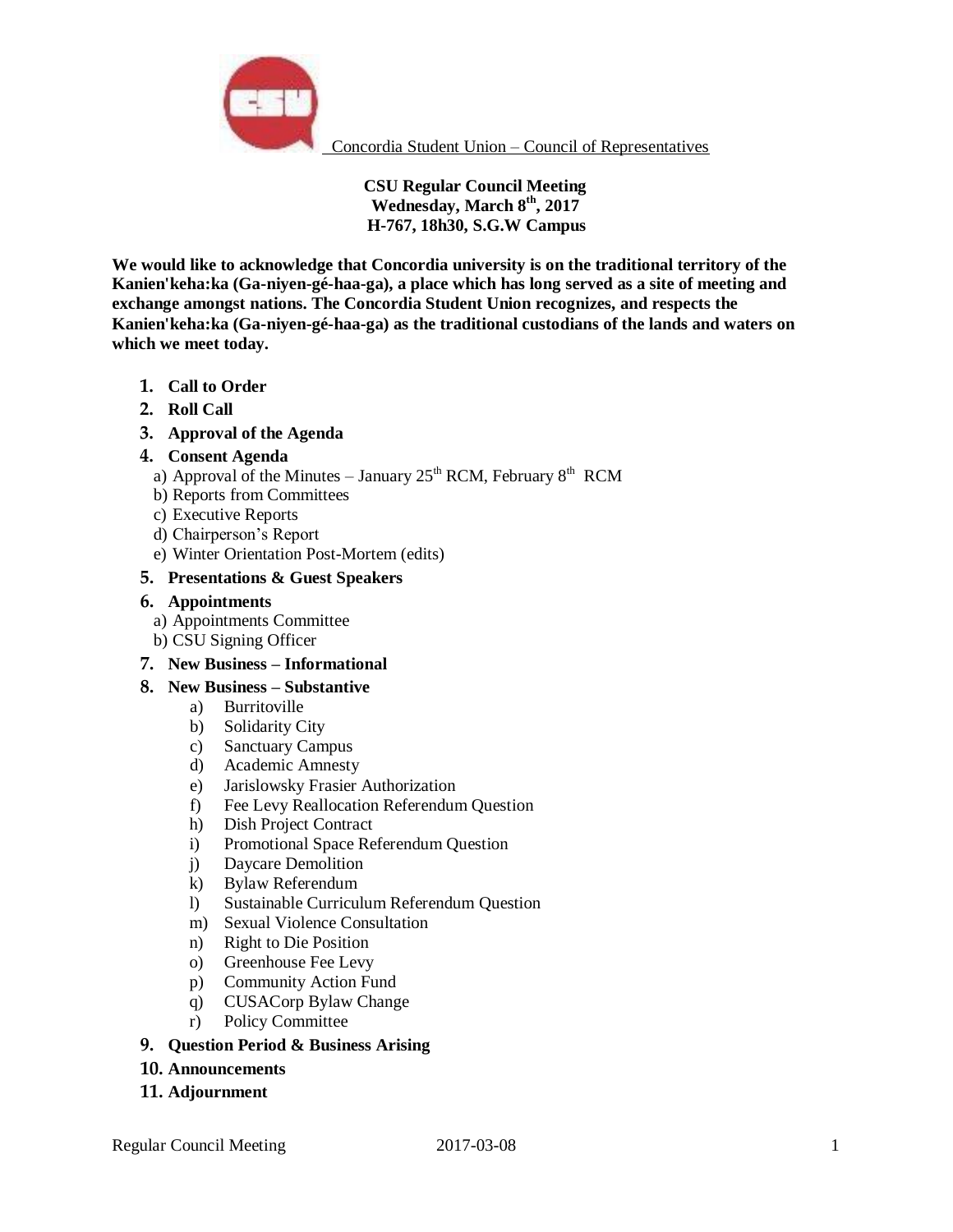Concordia Student Union – Council of Representatives

**CSU Regular Council Meeting**
**Wednesday, March 8th, 2017**
**H-767, 18h30, S.G.W Campus**

**We would like to acknowledge that Concordia university is on the traditional territory of the Kanien'keha:ka (Ga-niyen-gé-haa-ga), a place which has long served as a site of meeting and exchange amongst nations. The Concordia Student Union recognizes, and respects the Kanien'keha:ka (Ga-niyen-gé-haa-ga) as the traditional custodians of the lands and waters on which we meet today.**

1. **Call to Order**
2. **Roll Call**
3. **Approval of the Agenda**
4. **Consent Agenda**
   a) Approval of the Minutes – January 25th RCM, February 8th RCM
   b) Reports from Committees
   c) Executive Reports
   d) Chairperson's Report
   e) Winter Orientation Post-Mortem (edits)
5. **Presentations & Guest Speakers**
6. **Appointments**
   a) Appointments Committee
   b) CSU Signing Officer
7. **New Business – Informational**
8. **New Business – Substantive**
   a) Burritoville
   b) Solidarity City
   c) Sanctuary Campus
   d) Academic Amnesty
   e) Jarislowsky Frasier Authorization
   f) Fee Levy Reallocation Referendum Question
   h) Dish Project Contract
   i) Promotional Space Referendum Question
   j) Daycare Demolition
   k) Bylaw Referendum
   l) Sustainable Curriculum Referendum Question
   m) Sexual Violence Consultation
   n) Right to Die Position
   o) Greenhouse Fee Levy
   p) Community Action Fund
   q) CUSACorp Bylaw Change
   r) Policy Committee
9. **Question Period & Business Arising**
10. **Announcements**
11. **Adjournment**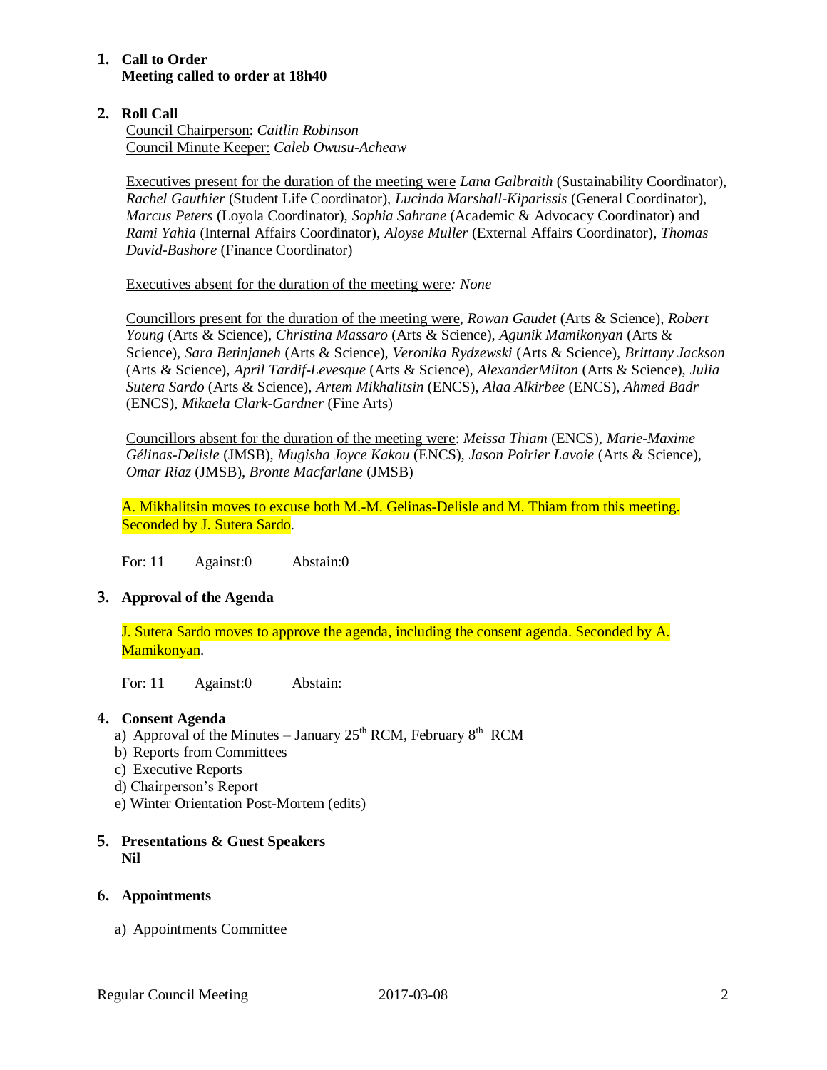## 1. Call to Order
**Meeting called to order at 18h40**

## 2. Roll Call
Council Chairperson: *Caitlin Robinson*
Council Minute Keeper: *Caleb Owusu-Acheaw*

Executives present for the duration of the meeting were *Lana Galbraith* (Sustainability Coordinator), *Rachel Gauthier* (Student Life Coordinator), *Lucinda Marshall-Kiparissis* (General Coordinator), *Marcus Peters* (Loyola Coordinator), *Sophia Sahrane* (Academic & Advocacy Coordinator) and *Rami Yahia* (Internal Affairs Coordinator), *Aloyse Muller* (External Affairs Coordinator), *Thomas David-Bashore* (Finance Coordinator)

Executives absent for the duration of the meeting were*: None*

Councillors present for the duration of the meeting were, *Rowan Gaudet* (Arts & Science), *Robert Young* (Arts & Science), *Christina Massaro* (Arts & Science), *Agunik Mamikonyan* (Arts & Science), *Sara Betinjaneh* (Arts & Science), *Veronika Rydzewski* (Arts & Science), *Brittany Jackson* (Arts & Science), *April Tardif-Levesque* (Arts & Science), *AlexanderMilton* (Arts & Science), *Julia Sutera Sardo* (Arts & Science), *Artem Mikhalitsin* (ENCS), *Alaa Alkirbee* (ENCS), *Ahmed Badr* (ENCS), *Mikaela Clark-Gardner* (Fine Arts)

Councillors absent for the duration of the meeting were: *Meissa Thiam* (ENCS), *Marie-Maxime Gélinas-Delisle* (JMSB), *Mugisha Joyce Kakou* (ENCS), *Jason Poirier Lavoie* (Arts & Science), *Omar Riaz* (JMSB), *Bronte Macfarlane* (JMSB)

A. Mikhalitsin moves to excuse both M.-M. Gelinas-Delisle and M. Thiam from this meeting. Seconded by J. Sutera Sardo.

For: 11 Against:0 Abstain:0

## 3. Approval of the Agenda

J. Sutera Sardo moves to approve the agenda, including the consent agenda. Seconded by A. Mamikonyan.

For: 11 Against:0 Abstain:

## 4. Consent Agenda
a) Approval of the Minutes – January 25th RCM, February 8th RCM
b) Reports from Committees
c) Executive Reports
d) Chairperson's Report
e) Winter Orientation Post-Mortem (edits)

## 5. Presentations & Guest Speakers
**Nil**

## 6. Appointments

a) Appointments Committee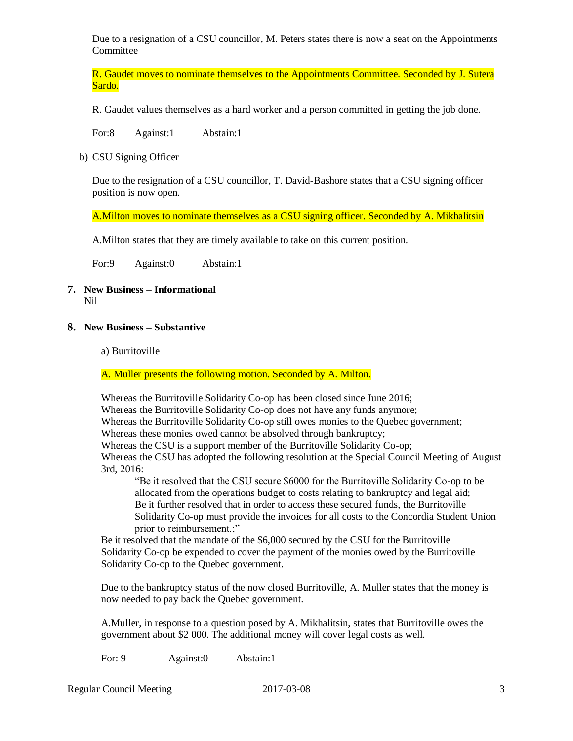Due to a resignation of a CSU councillor, M. Peters states there is now a seat on the Appointments Committee

R. Gaudet moves to nominate themselves to the Appointments Committee. Seconded by J. Sutera Sardo.

R. Gaudet values themselves as a hard worker and a person committed in getting the job done.

For:8 Against:1 Abstain:1

b) CSU Signing Officer

Due to the resignation of a CSU councillor, T. David-Bashore states that a CSU signing officer position is now open.

A.Milton moves to nominate themselves as a CSU signing officer. Seconded by A. Mikhalitsin

A.Milton states that they are timely available to take on this current position.

For:9 Against:0 Abstain:1

## 7. New Business – Informational

Nil

## 8. New Business – Substantive

a) Burritoville

A. Muller presents the following motion. Seconded by A. Milton.

Whereas the Burritoville Solidarity Co-op has been closed since June 2016;
Whereas the Burritoville Solidarity Co-op does not have any funds anymore;
Whereas the Burritoville Solidarity Co-op still owes monies to the Quebec government;
Whereas these monies owed cannot be absolved through bankruptcy;
Whereas the CSU is a support member of the Burritoville Solidarity Co-op;
Whereas the CSU has adopted the following resolution at the Special Council Meeting of August 3rd, 2016:

> "Be it resolved that the CSU secure $6000 for the Burritoville Solidarity Co-op to be allocated from the operations budget to costs relating to bankruptcy and legal aid;
> Be it further resolved that in order to access these secured funds, the Burritoville Solidarity Co-op must provide the invoices for all costs to the Concordia Student Union prior to reimbursement.;"

Be it resolved that the mandate of the $6,000 secured by the CSU for the Burritoville Solidarity Co-op be expended to cover the payment of the monies owed by the Burritoville Solidarity Co-op to the Quebec government.

Due to the bankruptcy status of the now closed Burritoville, A. Muller states that the money is now needed to pay back the Quebec government.

A.Muller, in response to a question posed by A. Mikhalitsin, states that Burritoville owes the government about $2 000. The additional money will cover legal costs as well.

For: 9 Against:0 Abstain:1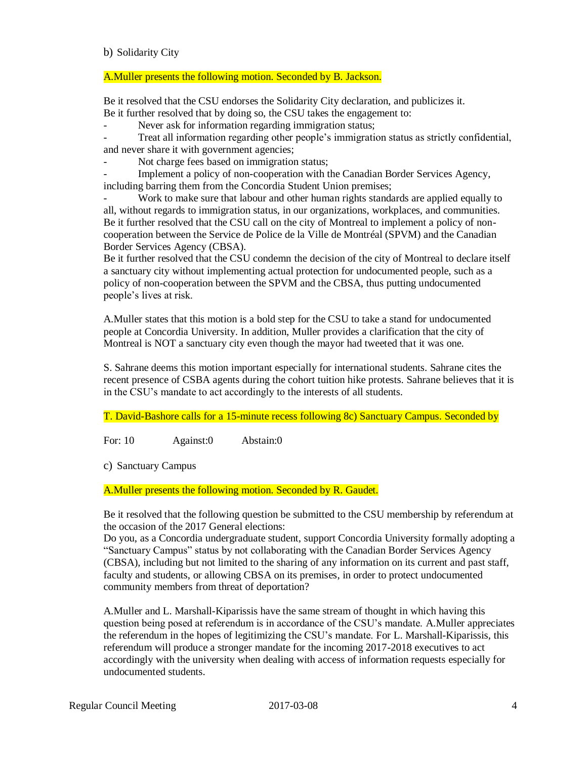b) Solidarity City

A.Muller presents the following motion. Seconded by B. Jackson.

Be it resolved that the CSU endorses the Solidarity City declaration, and publicizes it.
Be it further resolved that by doing so, the CSU takes the engagement to:

- Never ask for information regarding immigration status;
- Treat all information regarding other people's immigration status as strictly confidential, and never share it with government agencies;
- Not charge fees based on immigration status;
- Implement a policy of non-cooperation with the Canadian Border Services Agency, including barring them from the Concordia Student Union premises;
- Work to make sure that labour and other human rights standards are applied equally to all, without regards to immigration status, in our organizations, workplaces, and communities.

Be it further resolved that the CSU call on the city of Montreal to implement a policy of non-cooperation between the Service de Police de la Ville de Montréal (SPVM) and the Canadian Border Services Agency (CBSA).
Be it further resolved that the CSU condemn the decision of the city of Montreal to declare itself a sanctuary city without implementing actual protection for undocumented people, such as a policy of non-cooperation between the SPVM and the CBSA, thus putting undocumented people's lives at risk.

A.Muller states that this motion is a bold step for the CSU to take a stand for undocumented people at Concordia University. In addition, Muller provides a clarification that the city of Montreal is NOT a sanctuary city even though the mayor had tweeted that it was one.

S. Sahrane deems this motion important especially for international students. Sahrane cites the recent presence of CSBA agents during the cohort tuition hike protests. Sahrane believes that it is in the CSU's mandate to act accordingly to the interests of all students.

T. David-Bashore calls for a 15-minute recess following 8c) Sanctuary Campus. Seconded by

For: 10 Against:0 Abstain:0

c) Sanctuary Campus

A.Muller presents the following motion. Seconded by R. Gaudet.

Be it resolved that the following question be submitted to the CSU membership by referendum at the occasion of the 2017 General elections:
Do you, as a Concordia undergraduate student, support Concordia University formally adopting a "Sanctuary Campus" status by not collaborating with the Canadian Border Services Agency (CBSA), including but not limited to the sharing of any information on its current and past staff, faculty and students, or allowing CBSA on its premises, in order to protect undocumented community members from threat of deportation?

A.Muller and L. Marshall-Kiparissis have the same stream of thought in which having this question being posed at referendum is in accordance of the CSU's mandate. A.Muller appreciates the referendum in the hopes of legitimizing the CSU's mandate. For L. Marshall-Kiparissis, this referendum will produce a stronger mandate for the incoming 2017-2018 executives to act accordingly with the university when dealing with access of information requests especially for undocumented students.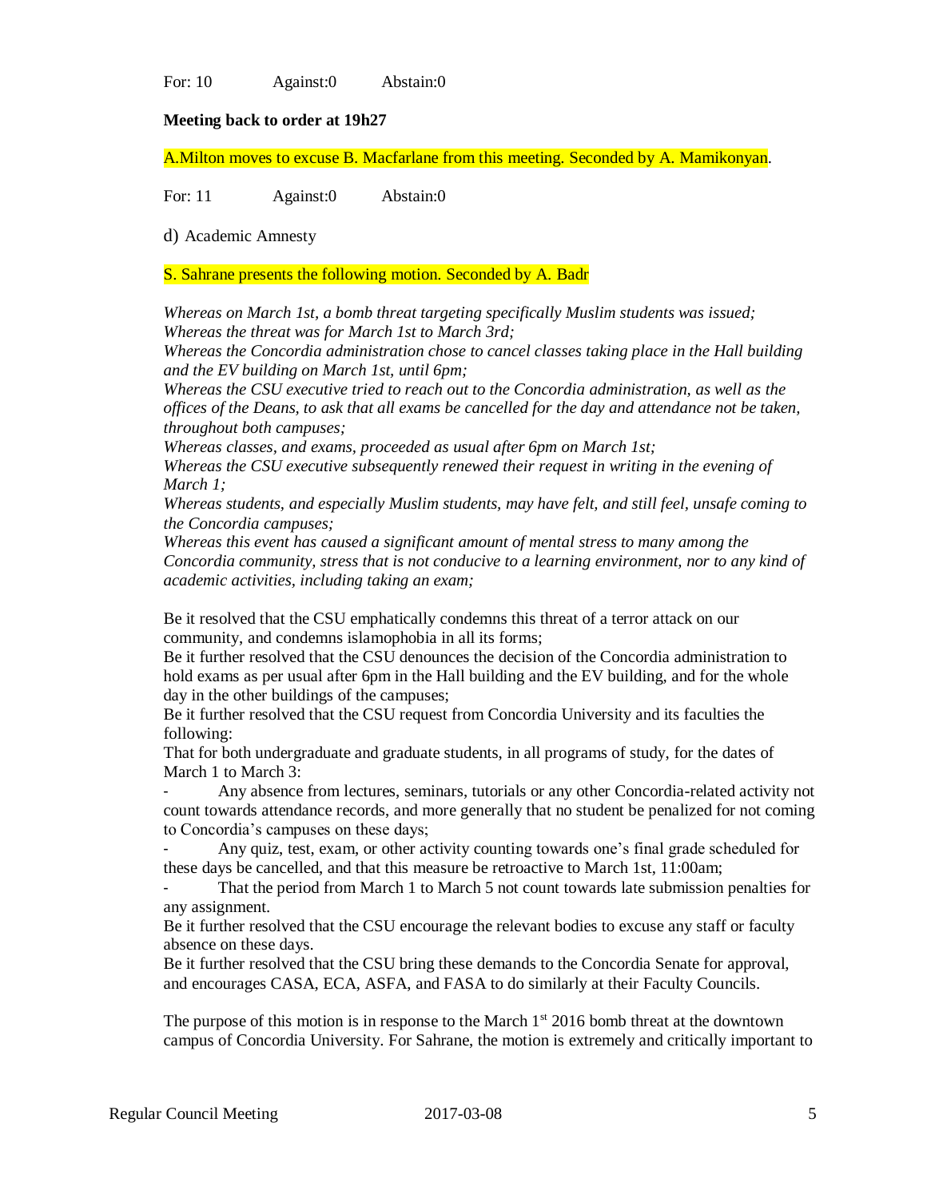For: 10 Against:0 Abstain:0

**Meeting back to order at 19h27**

A.Milton moves to excuse B. Macfarlane from this meeting. Seconded by A. Mamikonyan.

For: 11 Against:0 Abstain:0

d) Academic Amnesty

S. Sahrane presents the following motion. Seconded by A. Badr

*Whereas on March 1st, a bomb threat targeting specifically Muslim students was issued;*
*Whereas the threat was for March 1st to March 3rd;*
*Whereas the Concordia administration chose to cancel classes taking place in the Hall building and the EV building on March 1st, until 6pm;*
*Whereas the CSU executive tried to reach out to the Concordia administration, as well as the offices of the Deans, to ask that all exams be cancelled for the day and attendance not be taken, throughout both campuses;*
*Whereas classes, and exams, proceeded as usual after 6pm on March 1st;*
*Whereas the CSU executive subsequently renewed their request in writing in the evening of March 1;*
*Whereas students, and especially Muslim students, may have felt, and still feel, unsafe coming to the Concordia campuses;*
*Whereas this event has caused a significant amount of mental stress to many among the Concordia community, stress that is not conducive to a learning environment, nor to any kind of academic activities, including taking an exam;*

Be it resolved that the CSU emphatically condemns this threat of a terror attack on our community, and condemns islamophobia in all its forms;
Be it further resolved that the CSU denounces the decision of the Concordia administration to hold exams as per usual after 6pm in the Hall building and the EV building, and for the whole day in the other buildings of the campuses;
Be it further resolved that the CSU request from Concordia University and its faculties the following:
That for both undergraduate and graduate students, in all programs of study, for the dates of March 1 to March 3:

- Any absence from lectures, seminars, tutorials or any other Concordia-related activity not count towards attendance records, and more generally that no student be penalized for not coming to Concordia's campuses on these days;
- Any quiz, test, exam, or other activity counting towards one's final grade scheduled for these days be cancelled, and that this measure be retroactive to March 1st, 11:00am;
- That the period from March 1 to March 5 not count towards late submission penalties for any assignment.

Be it further resolved that the CSU encourage the relevant bodies to excuse any staff or faculty absence on these days.
Be it further resolved that the CSU bring these demands to the Concordia Senate for approval, and encourages CASA, ECA, ASFA, and FASA to do similarly at their Faculty Councils.

The purpose of this motion is in response to the March 1st 2016 bomb threat at the downtown campus of Concordia University. For Sahrane, the motion is extremely and critically important to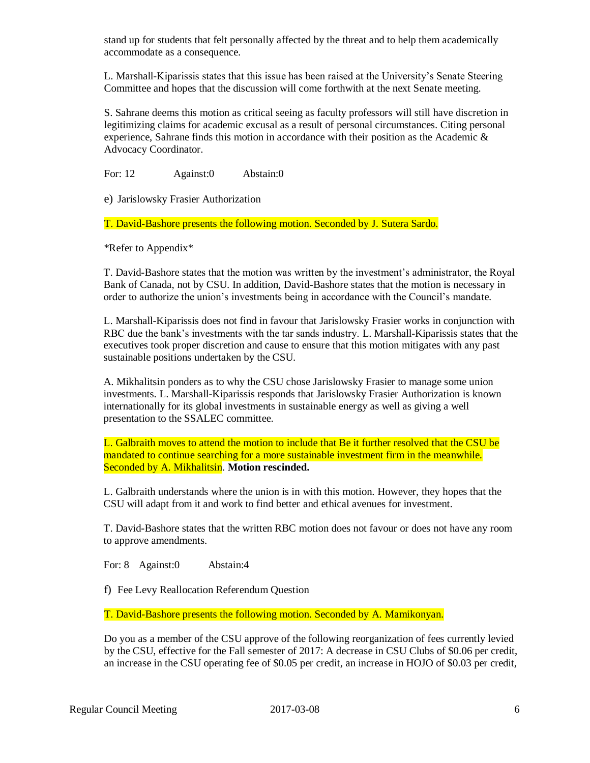stand up for students that felt personally affected by the threat and to help them academically accommodate as a consequence.

L. Marshall-Kiparissis states that this issue has been raised at the University's Senate Steering Committee and hopes that the discussion will come forthwith at the next Senate meeting.

S. Sahrane deems this motion as critical seeing as faculty professors will still have discretion in legitimizing claims for academic excusal as a result of personal circumstances. Citing personal experience, Sahrane finds this motion in accordance with their position as the Academic & Advocacy Coordinator.

For: 12 Against:0 Abstain:0

e) Jarislowsky Frasier Authorization

T. David-Bashore presents the following motion. Seconded by J. Sutera Sardo.

*Refer to Appendix*

T. David-Bashore states that the motion was written by the investment's administrator, the Royal Bank of Canada, not by CSU. In addition, David-Bashore states that the motion is necessary in order to authorize the union's investments being in accordance with the Council's mandate.

L. Marshall-Kiparissis does not find in favour that Jarislowsky Frasier works in conjunction with RBC due the bank's investments with the tar sands industry. L. Marshall-Kiparissis states that the executives took proper discretion and cause to ensure that this motion mitigates with any past sustainable positions undertaken by the CSU.

A. Mikhalitsin ponders as to why the CSU chose Jarislowsky Frasier to manage some union investments. L. Marshall-Kiparissis responds that Jarislowsky Frasier Authorization is known internationally for its global investments in sustainable energy as well as giving a well presentation to the SSALEC committee.

L. Galbraith moves to attend the motion to include that Be it further resolved that the CSU be mandated to continue searching for a more sustainable investment firm in the meanwhile. Seconded by A. Mikhalitsin. **Motion rescinded.**

L. Galbraith understands where the union is in with this motion. However, they hopes that the CSU will adapt from it and work to find better and ethical avenues for investment.

T. David-Bashore states that the written RBC motion does not favour or does not have any room to approve amendments.

For: 8 Against:0 Abstain:4

f) Fee Levy Reallocation Referendum Question

T. David-Bashore presents the following motion. Seconded by A. Mamikonyan.

Do you as a member of the CSU approve of the following reorganization of fees currently levied by the CSU, effective for the Fall semester of 2017: A decrease in CSU Clubs of $0.06 per credit, an increase in the CSU operating fee of $0.05 per credit, an increase in HOJO of $0.03 per credit,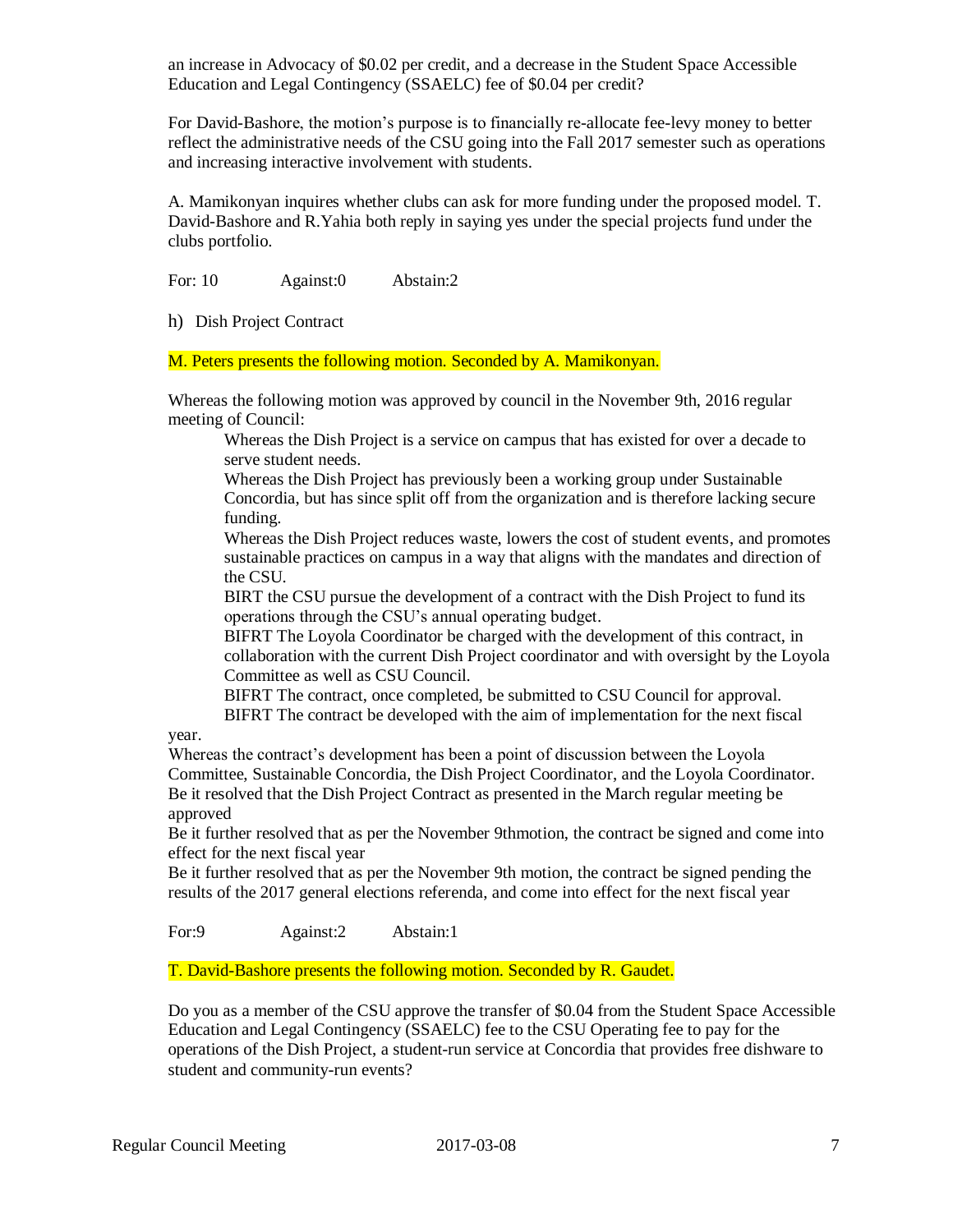an increase in Advocacy of $0.02 per credit, and a decrease in the Student Space Accessible Education and Legal Contingency (SSAELC) fee of $0.04 per credit?

For David-Bashore, the motion's purpose is to financially re-allocate fee-levy money to better reflect the administrative needs of the CSU going into the Fall 2017 semester such as operations and increasing interactive involvement with students.

A. Mamikonyan inquires whether clubs can ask for more funding under the proposed model. T. David-Bashore and R.Yahia both reply in saying yes under the special projects fund under the clubs portfolio.

For: 10 Against:0 Abstain:2

h) Dish Project Contract

M. Peters presents the following motion. Seconded by A. Mamikonyan.

Whereas the following motion was approved by council in the November 9th, 2016 regular meeting of Council:

> Whereas the Dish Project is a service on campus that has existed for over a decade to serve student needs.
> Whereas the Dish Project has previously been a working group under Sustainable Concordia, but has since split off from the organization and is therefore lacking secure funding.
> Whereas the Dish Project reduces waste, lowers the cost of student events, and promotes sustainable practices on campus in a way that aligns with the mandates and direction of the CSU.
> BIRT the CSU pursue the development of a contract with the Dish Project to fund its operations through the CSU's annual operating budget.
> BIFRT The Loyola Coordinator be charged with the development of this contract, in collaboration with the current Dish Project coordinator and with oversight by the Loyola Committee as well as CSU Council.
> BIFRT The contract, once completed, be submitted to CSU Council for approval.
> BIFRT The contract be developed with the aim of implementation for the next fiscal year.

Whereas the contract's development has been a point of discussion between the Loyola Committee, Sustainable Concordia, the Dish Project Coordinator, and the Loyola Coordinator.
Be it resolved that the Dish Project Contract as presented in the March regular meeting be approved
Be it further resolved that as per the November 9thmotion, the contract be signed and come into effect for the next fiscal year
Be it further resolved that as per the November 9th motion, the contract be signed pending the results of the 2017 general elections referenda, and come into effect for the next fiscal year

For:9 Against:2 Abstain:1

T. David-Bashore presents the following motion. Seconded by R. Gaudet.

Do you as a member of the CSU approve the transfer of $0.04 from the Student Space Accessible Education and Legal Contingency (SSAELC) fee to the CSU Operating fee to pay for the operations of the Dish Project, a student-run service at Concordia that provides free dishware to student and community-run events?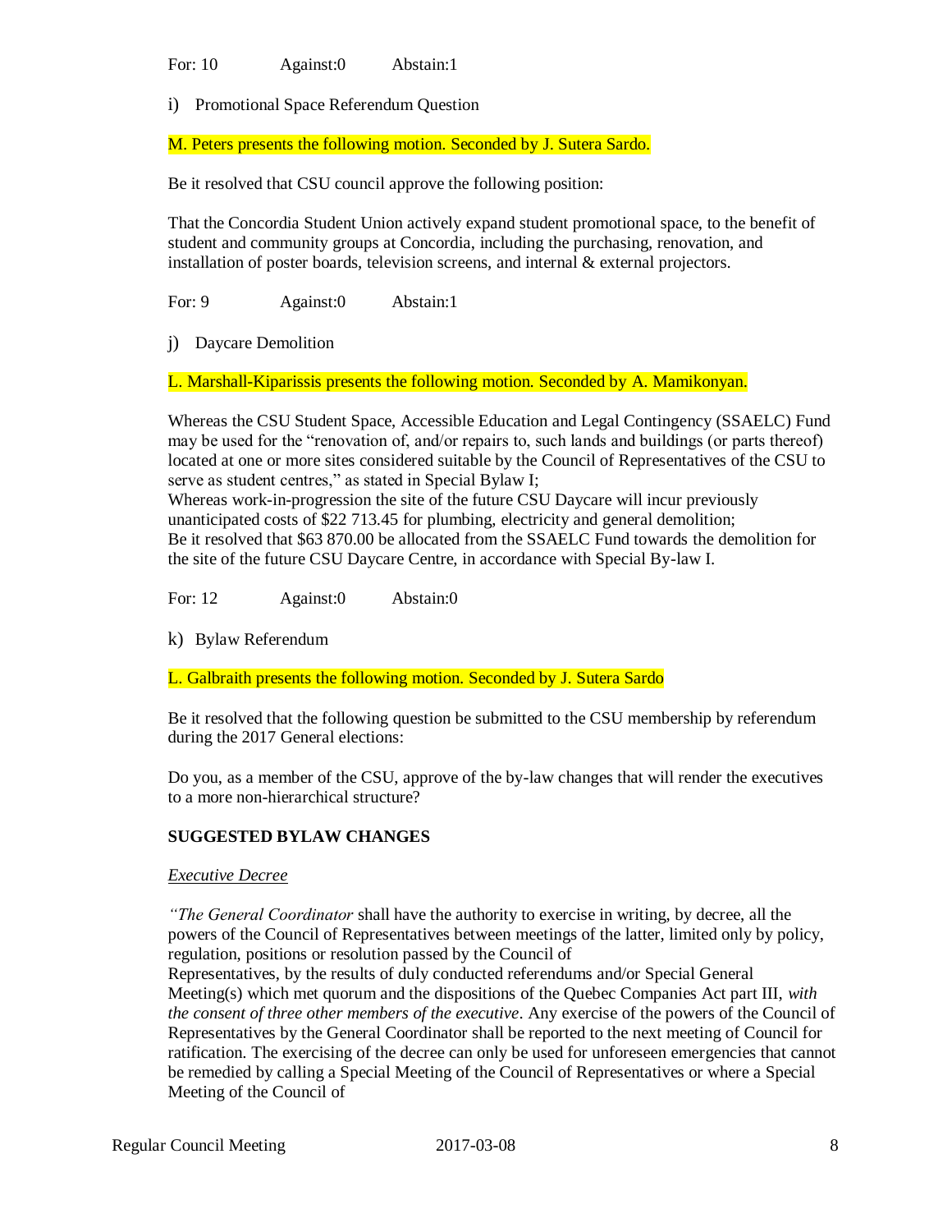For: 10 Against:0 Abstain:1

i) Promotional Space Referendum Question

M. Peters presents the following motion. Seconded by J. Sutera Sardo.

Be it resolved that CSU council approve the following position:

That the Concordia Student Union actively expand student promotional space, to the benefit of student and community groups at Concordia, including the purchasing, renovation, and installation of poster boards, television screens, and internal & external projectors.

For: 9 Against:0 Abstain:1

j) Daycare Demolition

L. Marshall-Kiparissis presents the following motion. Seconded by A. Mamikonyan.

Whereas the CSU Student Space, Accessible Education and Legal Contingency (SSAELC) Fund may be used for the "renovation of, and/or repairs to, such lands and buildings (or parts thereof) located at one or more sites considered suitable by the Council of Representatives of the CSU to serve as student centres," as stated in Special Bylaw I;
Whereas work-in-progression the site of the future CSU Daycare will incur previously unanticipated costs of $22 713.45 for plumbing, electricity and general demolition;
Be it resolved that $63 870.00 be allocated from the SSAELC Fund towards the demolition for the site of the future CSU Daycare Centre, in accordance with Special By-law I.

For: 12 Against:0 Abstain:0

k) Bylaw Referendum

L. Galbraith presents the following motion. Seconded by J. Sutera Sardo

Be it resolved that the following question be submitted to the CSU membership by referendum during the 2017 General elections:

Do you, as a member of the CSU, approve of the by-law changes that will render the executives to a more non-hierarchical structure?

**SUGGESTED BYLAW CHANGES**

*Executive Decree*

*"The General Coordinator* shall have the authority to exercise in writing, by decree, all the powers of the Council of Representatives between meetings of the latter, limited only by policy, regulation, positions or resolution passed by the Council of Representatives, by the results of duly conducted referendums and/or Special General Meeting(s) which met quorum and the dispositions of the Quebec Companies Act part III, *with the consent of three other members of the executive*. Any exercise of the powers of the Council of Representatives by the General Coordinator shall be reported to the next meeting of Council for ratification. The exercising of the decree can only be used for unforeseen emergencies that cannot be remedied by calling a Special Meeting of the Council of Representatives or where a Special Meeting of the Council of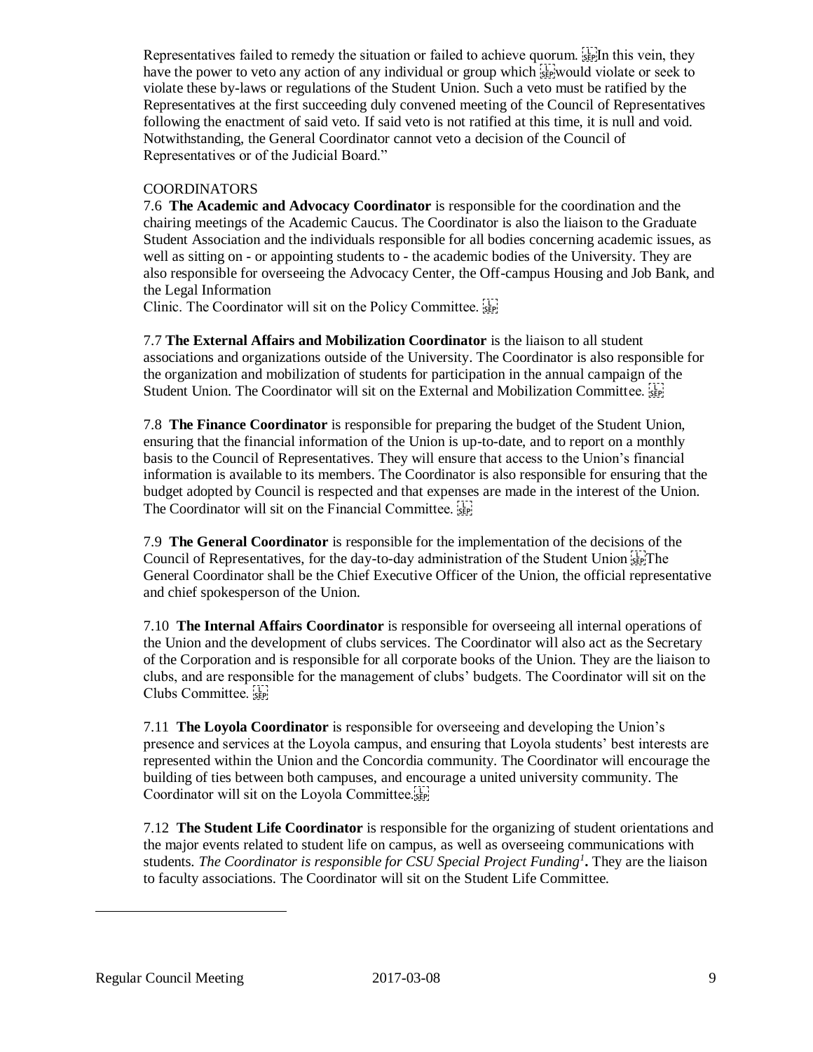Representatives failed to remedy the situation or failed to achieve quorum. In this vein, they have the power to veto any action of any individual or group which would violate or seek to violate these by-laws or regulations of the Student Union. Such a veto must be ratified by the Representatives at the first succeeding duly convened meeting of the Council of Representatives following the enactment of said veto. If said veto is not ratified at this time, it is null and void. Notwithstanding, the General Coordinator cannot veto a decision of the Council of Representatives or of the Judicial Board."

COORDINATORS

7.6 **The Academic and Advocacy Coordinator** is responsible for the coordination and the chairing meetings of the Academic Caucus. The Coordinator is also the liaison to the Graduate Student Association and the individuals responsible for all bodies concerning academic issues, as well as sitting on - or appointing students to - the academic bodies of the University. They are also responsible for overseeing the Advocacy Center, the Off-campus Housing and Job Bank, and the Legal Information Clinic. The Coordinator will sit on the Policy Committee.

7.7 **The External Affairs and Mobilization Coordinator** is the liaison to all student associations and organizations outside of the University. The Coordinator is also responsible for the organization and mobilization of students for participation in the annual campaign of the Student Union. The Coordinator will sit on the External and Mobilization Committee.

7.8 **The Finance Coordinator** is responsible for preparing the budget of the Student Union, ensuring that the financial information of the Union is up-to-date, and to report on a monthly basis to the Council of Representatives. They will ensure that access to the Union's financial information is available to its members. The Coordinator is also responsible for ensuring that the budget adopted by Council is respected and that expenses are made in the interest of the Union. The Coordinator will sit on the Financial Committee.

7.9 **The General Coordinator** is responsible for the implementation of the decisions of the Council of Representatives, for the day-to-day administration of the Student Union The General Coordinator shall be the Chief Executive Officer of the Union, the official representative and chief spokesperson of the Union.

7.10 **The Internal Affairs Coordinator** is responsible for overseeing all internal operations of the Union and the development of clubs services. The Coordinator will also act as the Secretary of the Corporation and is responsible for all corporate books of the Union. They are the liaison to clubs, and are responsible for the management of clubs' budgets. The Coordinator will sit on the Clubs Committee.

7.11 **The Loyola Coordinator** is responsible for overseeing and developing the Union's presence and services at the Loyola campus, and ensuring that Loyola students' best interests are represented within the Union and the Concordia community. The Coordinator will encourage the building of ties between both campuses, and encourage a united university community. The Coordinator will sit on the Loyola Committee.

7.12 **The Student Life Coordinator** is responsible for the organizing of student orientations and the major events related to student life on campus, as well as overseeing communications with students. *The Coordinator is responsible for CSU Special Project Funding*[1]**.** They are the liaison to faculty associations. The Coordinator will sit on the Student Life Committee.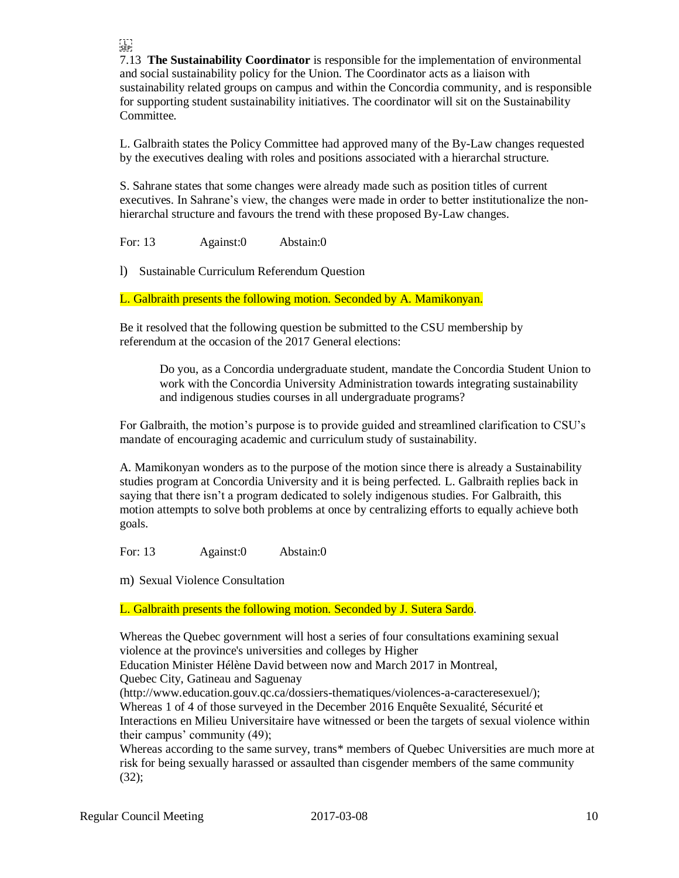7.13 **The Sustainability Coordinator** is responsible for the implementation of environmental and social sustainability policy for the Union. The Coordinator acts as a liaison with sustainability related groups on campus and within the Concordia community, and is responsible for supporting student sustainability initiatives. The coordinator will sit on the Sustainability Committee.

L. Galbraith states the Policy Committee had approved many of the By-Law changes requested by the executives dealing with roles and positions associated with a hierarchal structure.

S. Sahrane states that some changes were already made such as position titles of current executives. In Sahrane's view, the changes were made in order to better institutionalize the non-hierarchal structure and favours the trend with these proposed By-Law changes.

For: 13 Against:0 Abstain:0

l) Sustainable Curriculum Referendum Question

L. Galbraith presents the following motion. Seconded by A. Mamikonyan.

Be it resolved that the following question be submitted to the CSU membership by referendum at the occasion of the 2017 General elections:

> Do you, as a Concordia undergraduate student, mandate the Concordia Student Union to work with the Concordia University Administration towards integrating sustainability and indigenous studies courses in all undergraduate programs?

For Galbraith, the motion's purpose is to provide guided and streamlined clarification to CSU's mandate of encouraging academic and curriculum study of sustainability.

A. Mamikonyan wonders as to the purpose of the motion since there is already a Sustainability studies program at Concordia University and it is being perfected. L. Galbraith replies back in saying that there isn't a program dedicated to solely indigenous studies. For Galbraith, this motion attempts to solve both problems at once by centralizing efforts to equally achieve both goals.

For: 13 Against:0 Abstain:0

m) Sexual Violence Consultation

L. Galbraith presents the following motion. Seconded by J. Sutera Sardo.

Whereas the Quebec government will host a series of four consultations examining sexual violence at the province's universities and colleges by Higher Education Minister Hélène David between now and March 2017 in Montreal, Quebec City, Gatineau and Saguenay (http://www.education.gouv.qc.ca/dossiers-thematiques/violences-a-caracteresexuel/);
Whereas 1 of 4 of those surveyed in the December 2016 Enquête Sexualité, Sécurité et Interactions en Milieu Universitaire have witnessed or been the targets of sexual violence within their campus' community (49);
Whereas according to the same survey, trans* members of Quebec Universities are much more at risk for being sexually harassed or assaulted than cisgender members of the same community (32);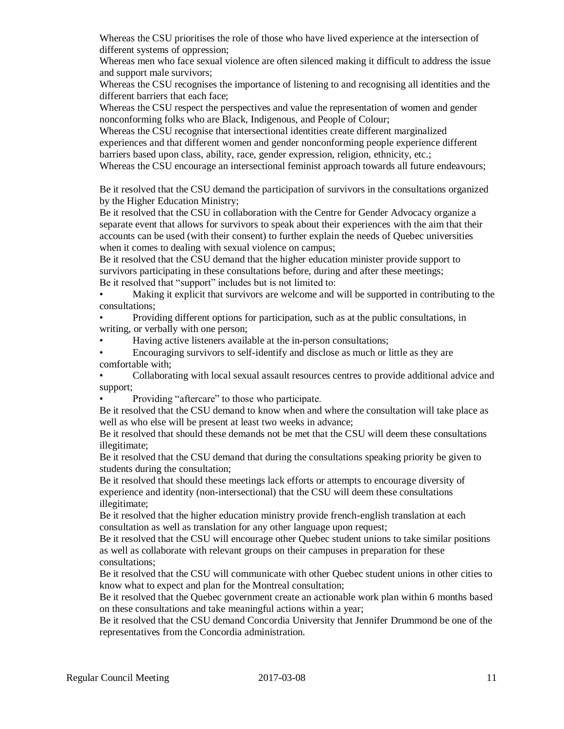Whereas the CSU prioritises the role of those who have lived experience at the intersection of different systems of oppression;

Whereas men who face sexual violence are often silenced making it difficult to address the issue and support male survivors;

Whereas the CSU recognises the importance of listening to and recognising all identities and the different barriers that each face;

Whereas the CSU respect the perspectives and value the representation of women and gender nonconforming folks who are Black, Indigenous, and People of Colour;

Whereas the CSU recognise that intersectional identities create different marginalized experiences and that different women and gender nonconforming people experience different barriers based upon class, ability, race, gender expression, religion, ethnicity, etc.;

Whereas the CSU encourage an intersectional feminist approach towards all future endeavours;

Be it resolved that the CSU demand the participation of survivors in the consultations organized by the Higher Education Ministry;

Be it resolved that the CSU in collaboration with the Centre for Gender Advocacy organize a separate event that allows for survivors to speak about their experiences with the aim that their accounts can be used (with their consent) to further explain the needs of Quebec universities when it comes to dealing with sexual violence on campus;

Be it resolved that the CSU demand that the higher education minister provide support to survivors participating in these consultations before, during and after these meetings;

Be it resolved that "support" includes but is not limited to:

- Making it explicit that survivors are welcome and will be supported in contributing to the consultations;
- Providing different options for participation, such as at the public consultations, in writing, or verbally with one person;
- Having active listeners available at the in-person consultations;
- Encouraging survivors to self-identify and disclose as much or little as they are comfortable with;
- Collaborating with local sexual assault resources centres to provide additional advice and support;
- Providing "aftercare" to those who participate.

Be it resolved that the CSU demand to know when and where the consultation will take place as well as who else will be present at least two weeks in advance;

Be it resolved that should these demands not be met that the CSU will deem these consultations illegitimate;

Be it resolved that the CSU demand that during the consultations speaking priority be given to students during the consultation;

Be it resolved that should these meetings lack efforts or attempts to encourage diversity of experience and identity (non-intersectional) that the CSU will deem these consultations illegitimate;

Be it resolved that the higher education ministry provide french-english translation at each consultation as well as translation for any other language upon request;

Be it resolved that the CSU will encourage other Quebec student unions to take similar positions as well as collaborate with relevant groups on their campuses in preparation for these consultations;

Be it resolved that the CSU will communicate with other Quebec student unions in other cities to know what to expect and plan for the Montreal consultation;

Be it resolved that the Quebec government create an actionable work plan within 6 months based on these consultations and take meaningful actions within a year;

Be it resolved that the CSU demand Concordia University that Jennifer Drummond be one of the representatives from the Concordia administration.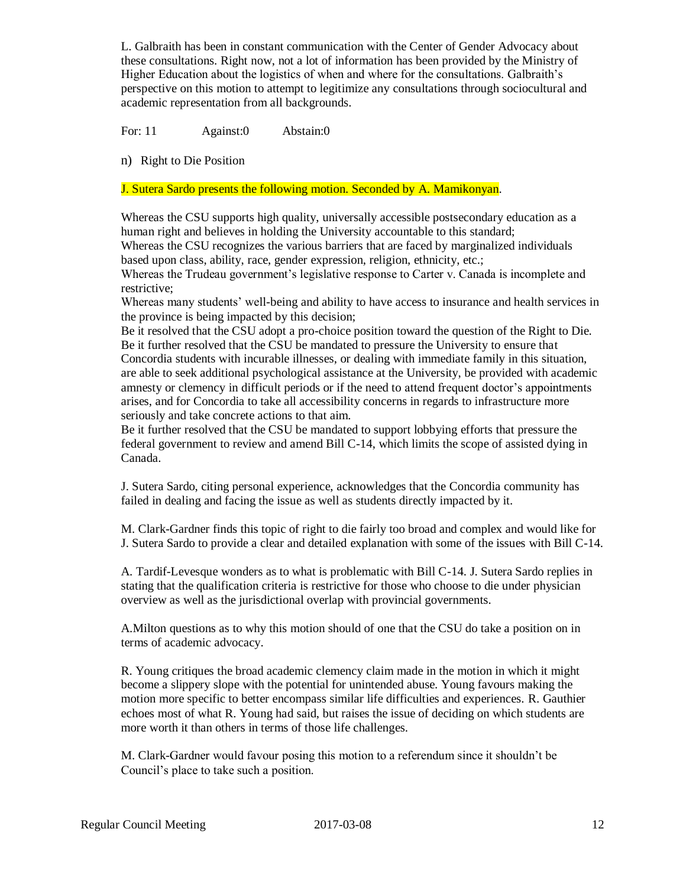L. Galbraith has been in constant communication with the Center of Gender Advocacy about these consultations. Right now, not a lot of information has been provided by the Ministry of Higher Education about the logistics of when and where for the consultations. Galbraith's perspective on this motion to attempt to legitimize any consultations through sociocultural and academic representation from all backgrounds.

For: 11 Against:0 Abstain:0

n) Right to Die Position

J. Sutera Sardo presents the following motion. Seconded by A. Mamikonyan.

Whereas the CSU supports high quality, universally accessible postsecondary education as a human right and believes in holding the University accountable to this standard;
Whereas the CSU recognizes the various barriers that are faced by marginalized individuals based upon class, ability, race, gender expression, religion, ethnicity, etc.;
Whereas the Trudeau government's legislative response to Carter v. Canada is incomplete and restrictive;
Whereas many students' well-being and ability to have access to insurance and health services in the province is being impacted by this decision;
Be it resolved that the CSU adopt a pro-choice position toward the question of the Right to Die.
Be it further resolved that the CSU be mandated to pressure the University to ensure that Concordia students with incurable illnesses, or dealing with immediate family in this situation, are able to seek additional psychological assistance at the University, be provided with academic amnesty or clemency in difficult periods or if the need to attend frequent doctor's appointments arises, and for Concordia to take all accessibility concerns in regards to infrastructure more seriously and take concrete actions to that aim.
Be it further resolved that the CSU be mandated to support lobbying efforts that pressure the federal government to review and amend Bill C-14, which limits the scope of assisted dying in Canada.

J. Sutera Sardo, citing personal experience, acknowledges that the Concordia community has failed in dealing and facing the issue as well as students directly impacted by it.

M. Clark-Gardner finds this topic of right to die fairly too broad and complex and would like for J. Sutera Sardo to provide a clear and detailed explanation with some of the issues with Bill C-14.

A. Tardif-Levesque wonders as to what is problematic with Bill C-14. J. Sutera Sardo replies in stating that the qualification criteria is restrictive for those who choose to die under physician overview as well as the jurisdictional overlap with provincial governments.

A.Milton questions as to why this motion should of one that the CSU do take a position on in terms of academic advocacy.

R. Young critiques the broad academic clemency claim made in the motion in which it might become a slippery slope with the potential for unintended abuse. Young favours making the motion more specific to better encompass similar life difficulties and experiences. R. Gauthier echoes most of what R. Young had said, but raises the issue of deciding on which students are more worth it than others in terms of those life challenges.

M. Clark-Gardner would favour posing this motion to a referendum since it shouldn't be Council's place to take such a position.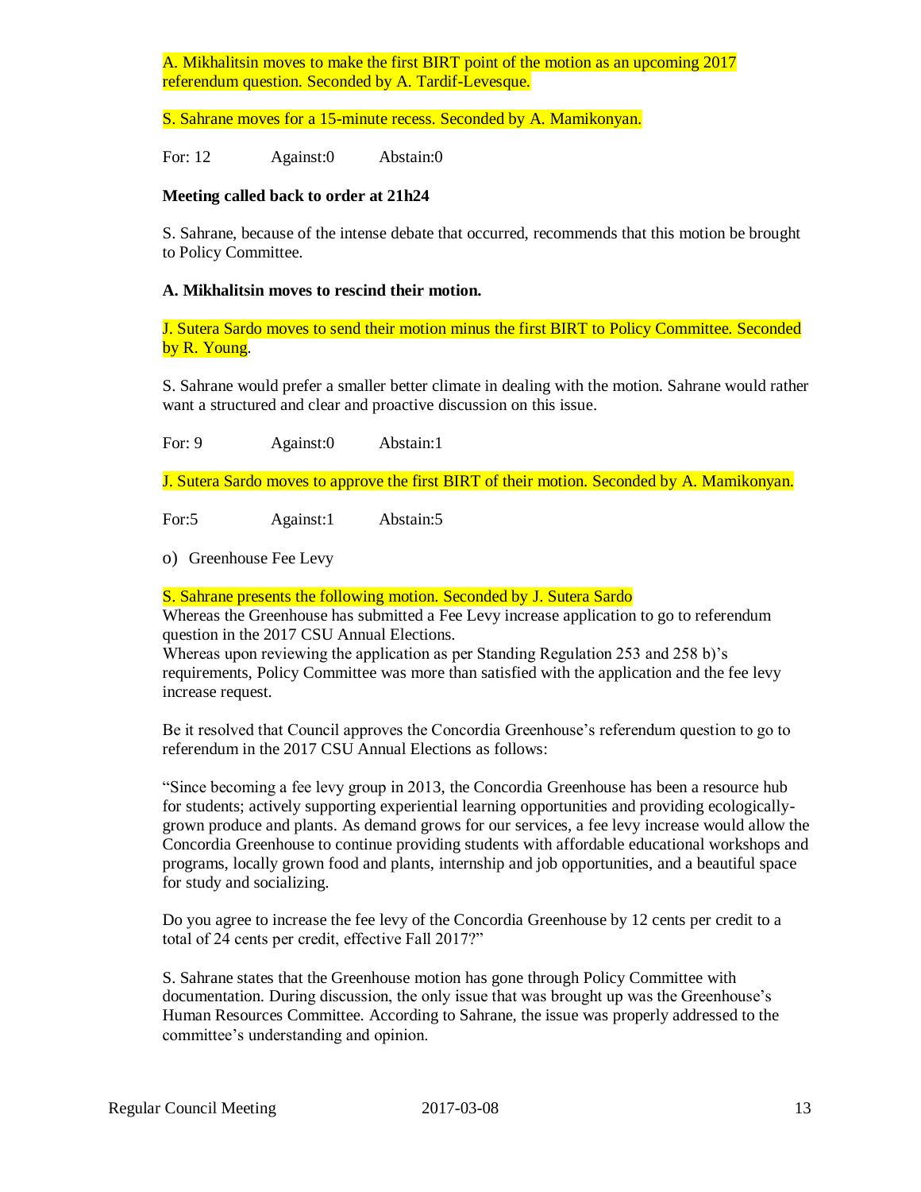A. Mikhalitsin moves to make the first BIRT point of the motion as an upcoming 2017 referendum question. Seconded by A. Tardif-Levesque.

S. Sahrane moves for a 15-minute recess. Seconded by A. Mamikonyan.

For: 12 Against:0 Abstain:0

**Meeting called back to order at 21h24**

S. Sahrane, because of the intense debate that occurred, recommends that this motion be brought to Policy Committee.

**A. Mikhalitsin moves to rescind their motion.**

J. Sutera Sardo moves to send their motion minus the first BIRT to Policy Committee. Seconded by R. Young.

S. Sahrane would prefer a smaller better climate in dealing with the motion. Sahrane would rather want a structured and clear and proactive discussion on this issue.

For: 9 Against:0 Abstain:1

J. Sutera Sardo moves to approve the first BIRT of their motion. Seconded by A. Mamikonyan.

For:5 Against:1 Abstain:5

o) Greenhouse Fee Levy

S. Sahrane presents the following motion. Seconded by J. Sutera Sardo

Whereas the Greenhouse has submitted a Fee Levy increase application to go to referendum question in the 2017 CSU Annual Elections.

Whereas upon reviewing the application as per Standing Regulation 253 and 258 b)'s requirements, Policy Committee was more than satisfied with the application and the fee levy increase request.

Be it resolved that Council approves the Concordia Greenhouse's referendum question to go to referendum in the 2017 CSU Annual Elections as follows:

"Since becoming a fee levy group in 2013, the Concordia Greenhouse has been a resource hub for students; actively supporting experiential learning opportunities and providing ecologically-grown produce and plants. As demand grows for our services, a fee levy increase would allow the Concordia Greenhouse to continue providing students with affordable educational workshops and programs, locally grown food and plants, internship and job opportunities, and a beautiful space for study and socializing.

Do you agree to increase the fee levy of the Concordia Greenhouse by 12 cents per credit to a total of 24 cents per credit, effective Fall 2017?"

S. Sahrane states that the Greenhouse motion has gone through Policy Committee with documentation. During discussion, the only issue that was brought up was the Greenhouse's Human Resources Committee. According to Sahrane, the issue was properly addressed to the committee's understanding and opinion.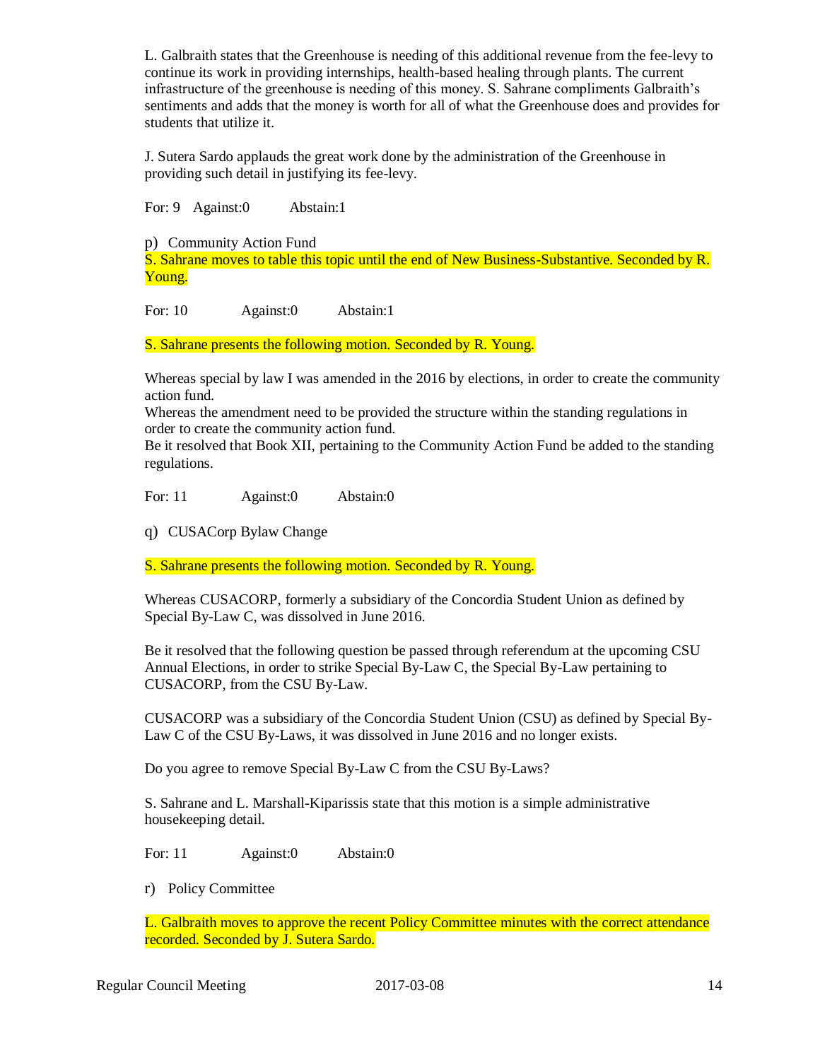L. Galbraith states that the Greenhouse is needing of this additional revenue from the fee-levy to continue its work in providing internships, health-based healing through plants. The current infrastructure of the greenhouse is needing of this money. S. Sahrane compliments Galbraith's sentiments and adds that the money is worth for all of what the Greenhouse does and provides for students that utilize it.

J. Sutera Sardo applauds the great work done by the administration of the Greenhouse in providing such detail in justifying its fee-levy.

For: 9 Against:0 Abstain:1

p) Community Action Fund

S. Sahrane moves to table this topic until the end of New Business-Substantive. Seconded by R. Young.

For: 10 Against:0 Abstain:1

S. Sahrane presents the following motion. Seconded by R. Young.

Whereas special by law I was amended in the 2016 by elections, in order to create the community action fund.
Whereas the amendment need to be provided the structure within the standing regulations in order to create the community action fund.
Be it resolved that Book XII, pertaining to the Community Action Fund be added to the standing regulations.

For: 11 Against:0 Abstain:0

q) CUSACorp Bylaw Change

S. Sahrane presents the following motion. Seconded by R. Young.

Whereas CUSACORP, formerly a subsidiary of the Concordia Student Union as defined by Special By-Law C, was dissolved in June 2016.

Be it resolved that the following question be passed through referendum at the upcoming CSU Annual Elections, in order to strike Special By-Law C, the Special By-Law pertaining to CUSACORP, from the CSU By-Law.

CUSACORP was a subsidiary of the Concordia Student Union (CSU) as defined by Special By-Law C of the CSU By-Laws, it was dissolved in June 2016 and no longer exists.

Do you agree to remove Special By-Law C from the CSU By-Laws?

S. Sahrane and L. Marshall-Kiparissis state that this motion is a simple administrative housekeeping detail.

For: 11 Against:0 Abstain:0

r) Policy Committee

L. Galbraith moves to approve the recent Policy Committee minutes with the correct attendance recorded. Seconded by J. Sutera Sardo.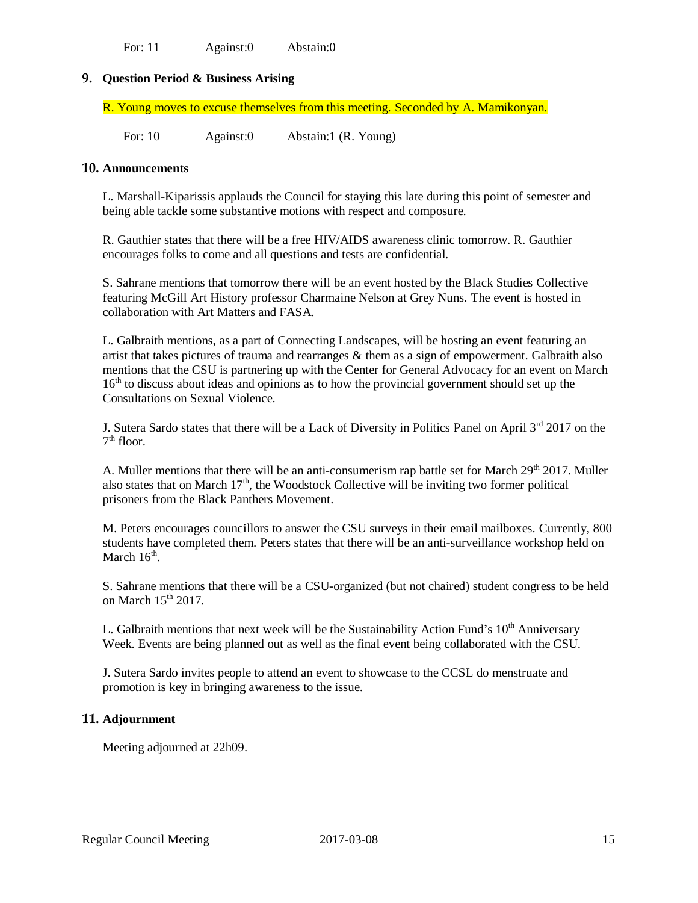For: 11 Against:0 Abstain:0

## 9. Question Period & Business Arising

R. Young moves to excuse themselves from this meeting. Seconded by A. Mamikonyan.

For: 10 Against:0 Abstain:1 (R. Young)

## 10. Announcements

L. Marshall-Kiparissis applauds the Council for staying this late during this point of semester and being able tackle some substantive motions with respect and composure.

R. Gauthier states that there will be a free HIV/AIDS awareness clinic tomorrow. R. Gauthier encourages folks to come and all questions and tests are confidential.

S. Sahrane mentions that tomorrow there will be an event hosted by the Black Studies Collective featuring McGill Art History professor Charmaine Nelson at Grey Nuns. The event is hosted in collaboration with Art Matters and FASA.

L. Galbraith mentions, as a part of Connecting Landscapes, will be hosting an event featuring an artist that takes pictures of trauma and rearranges & them as a sign of empowerment. Galbraith also mentions that the CSU is partnering up with the Center for General Advocacy for an event on March 16th to discuss about ideas and opinions as to how the provincial government should set up the Consultations on Sexual Violence.

J. Sutera Sardo states that there will be a Lack of Diversity in Politics Panel on April 3rd 2017 on the 7th floor.

A. Muller mentions that there will be an anti-consumerism rap battle set for March 29th 2017. Muller also states that on March 17th, the Woodstock Collective will be inviting two former political prisoners from the Black Panthers Movement.

M. Peters encourages councillors to answer the CSU surveys in their email mailboxes. Currently, 800 students have completed them. Peters states that there will be an anti-surveillance workshop held on March 16th.

S. Sahrane mentions that there will be a CSU-organized (but not chaired) student congress to be held on March 15th 2017.

L. Galbraith mentions that next week will be the Sustainability Action Fund's 10th Anniversary Week. Events are being planned out as well as the final event being collaborated with the CSU.

J. Sutera Sardo invites people to attend an event to showcase to the CCSL do menstruate and promotion is key in bringing awareness to the issue.

## 11. Adjournment

Meeting adjourned at 22h09.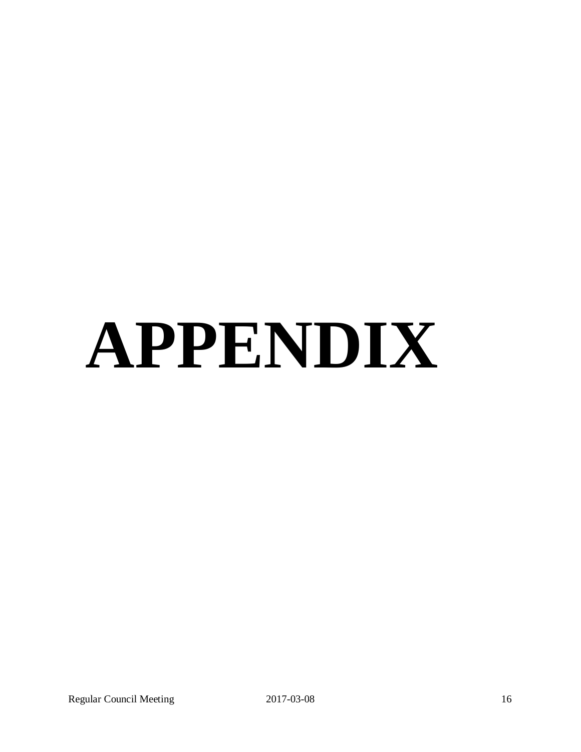# APPENDIX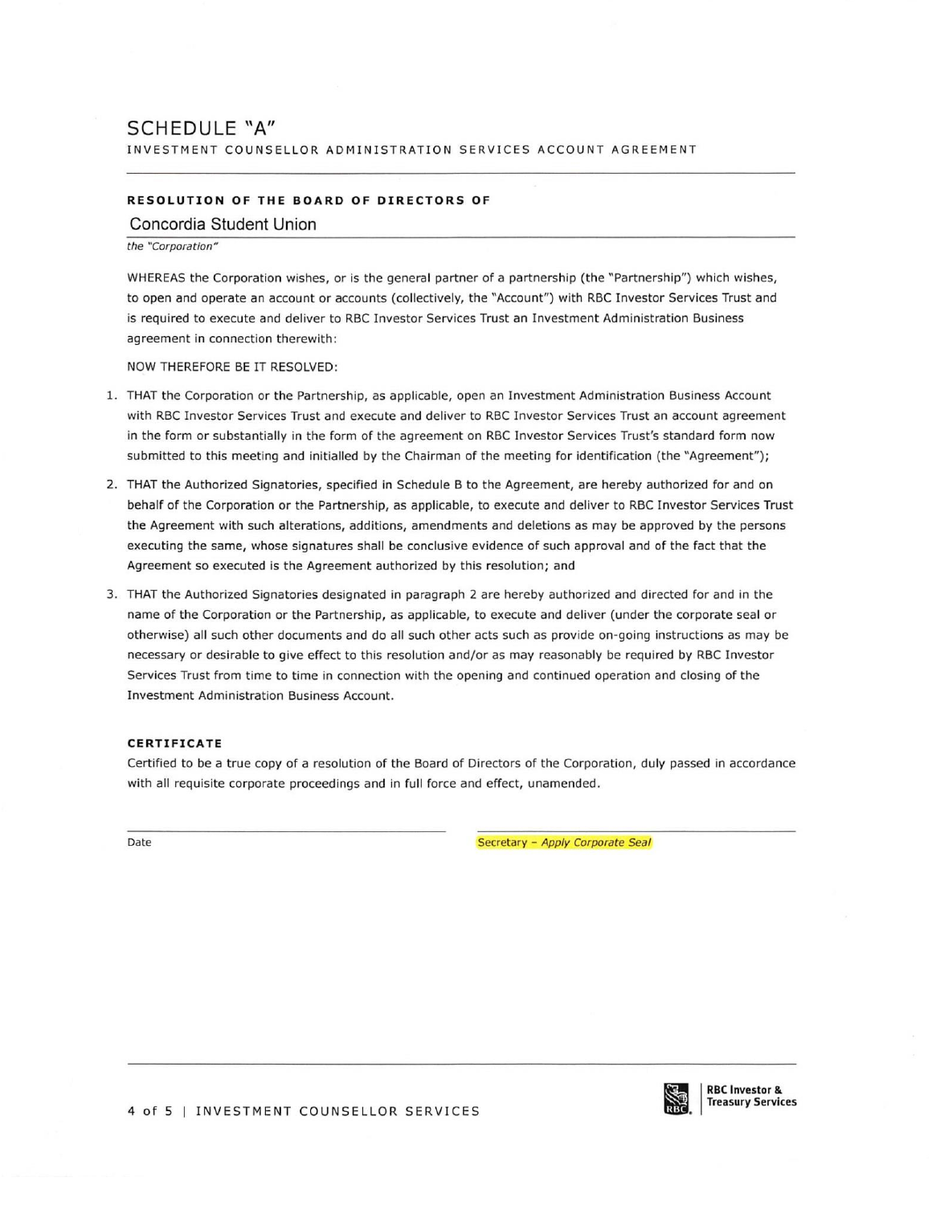# SCHEDULE "A"

INVESTMENT COUNSELLOR ADMINISTRATION SERVICES ACCOUNT AGREEMENT

**RESOLUTION OF THE BOARD OF DIRECTORS OF**

Concordia Student Union

*the "Corporation"*

WHEREAS the Corporation wishes, or is the general partner of a partnership (the "Partnership") which wishes, to open and operate an account or accounts (collectively, the "Account") with RBC Investor Services Trust and is required to execute and deliver to RBC Investor Services Trust an Investment Administration Business agreement in connection therewith:

NOW THEREFORE BE IT RESOLVED:

1. THAT the Corporation or the Partnership, as applicable, open an Investment Administration Business Account with RBC Investor Services Trust and execute and deliver to RBC Investor Services Trust an account agreement in the form or substantially in the form of the agreement on RBC Investor Services Trust's standard form now submitted to this meeting and initialled by the Chairman of the meeting for identification (the "Agreement");

2. THAT the Authorized Signatories, specified in Schedule B to the Agreement, are hereby authorized for and on behalf of the Corporation or the Partnership, as applicable, to execute and deliver to RBC Investor Services Trust the Agreement with such alterations, additions, amendments and deletions as may be approved by the persons executing the same, whose signatures shall be conclusive evidence of such approval and of the fact that the Agreement so executed is the Agreement authorized by this resolution; and

3. THAT the Authorized Signatories designated in paragraph 2 are hereby authorized and directed for and in the name of the Corporation or the Partnership, as applicable, to execute and deliver (under the corporate seal or otherwise) all such other documents and do all such other acts such as provide on-going instructions as may be necessary or desirable to give effect to this resolution and/or as may reasonably be required by RBC Investor Services Trust from time to time in connection with the opening and continued operation and closing of the Investment Administration Business Account.

**CERTIFICATE**

Certified to be a true copy of a resolution of the Board of Directors of the Corporation, duly passed in accordance with all requisite corporate proceedings and in full force and effect, unamended.

Date

Secretary – *Apply Corporate Seal*

RBC Investor & Treasury Services